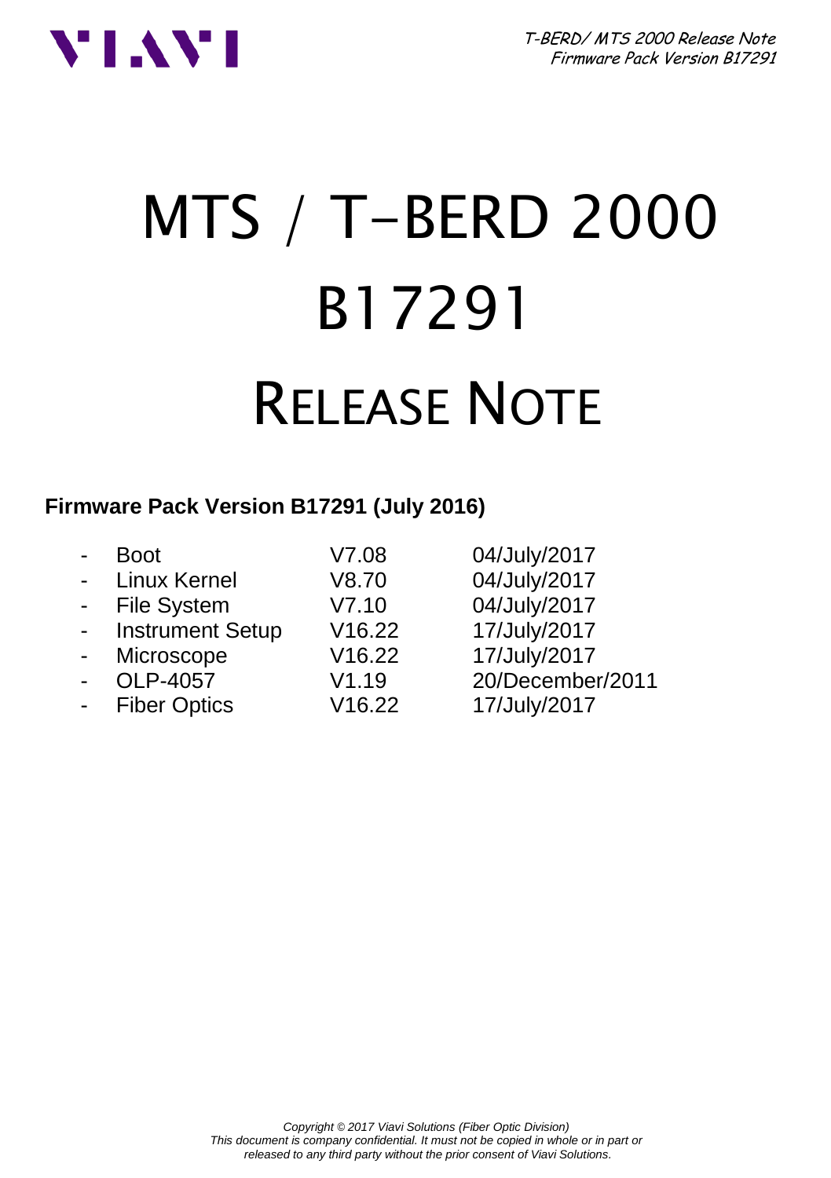# MTS / T-BERD 2000

# B17291

# RELEASE NOTE

**Firmware Pack Version B17291 (July 2016)**

| | | |
|---|---|---|
| - Boot | V7.08 | 04/July/2017 |
| - Linux Kernel | V8.70 | 04/July/2017 |
| - File System | V7.10 | 04/July/2017 |
| - Instrument Setup | V16.22 | 17/July/2017 |
| - Microscope | V16.22 | 17/July/2017 |
| - OLP-4057 | V1.19 | 20/December/2011 |
| - Fiber Optics | V16.22 | 17/July/2017 |

*Copyright © 2017 Viavi Solutions (Fiber Optic Division)*
*This document is company confidential. It must not be copied in whole or in part or released to any third party without the prior consent of Viavi Solutions.*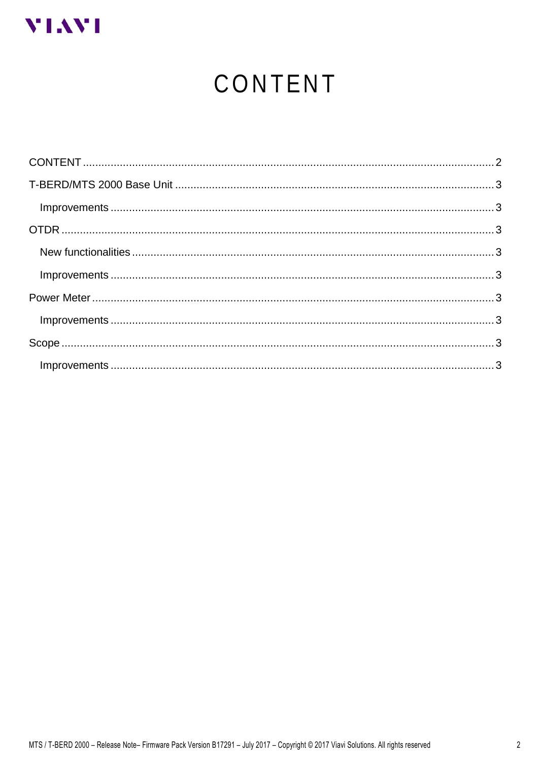# CONTENT

CONTENT ..... 2

T-BERD/MTS 2000 Base Unit ..... 3

- Improvements ..... 3

OTDR ..... 3

- New functionalities ..... 3
- Improvements ..... 3

Power Meter ..... 3

- Improvements ..... 3

Scope ..... 3

- Improvements ..... 3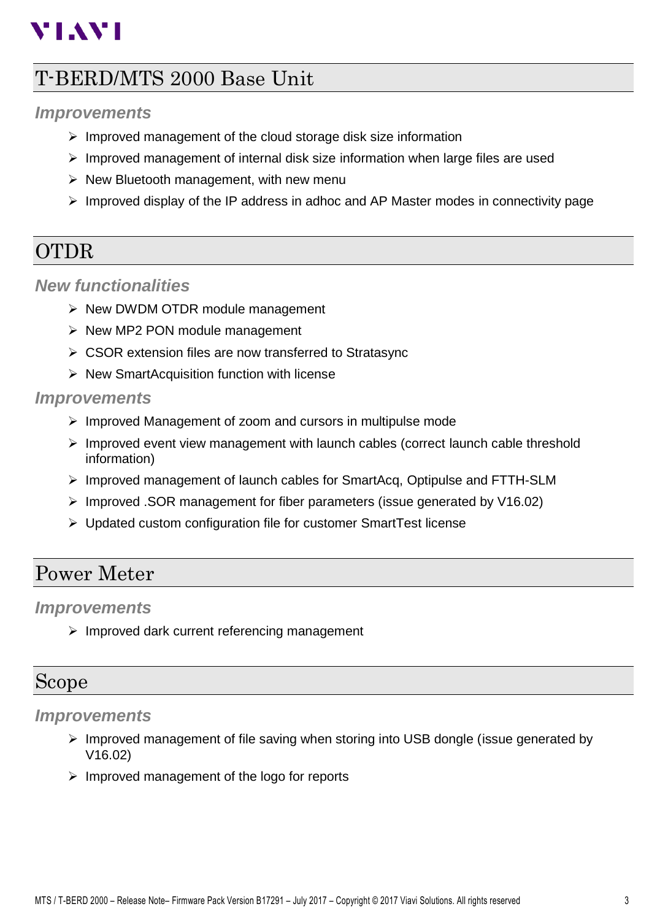## T-BERD/MTS 2000 Base Unit

### Improvements

- Improved management of the cloud storage disk size information
- Improved management of internal disk size information when large files are used
- New Bluetooth management, with new menu
- Improved display of the IP address in adhoc and AP Master modes in connectivity page

## OTDR

### New functionalities

- New DWDM OTDR module management
- New MP2 PON module management
- CSOR extension files are now transferred to Stratasync
- New SmartAcquisition function with license

### Improvements

- Improved Management of zoom and cursors in multipulse mode
- Improved event view management with launch cables (correct launch cable threshold information)
- Improved management of launch cables for SmartAcq, Optipulse and FTTH-SLM
- Improved .SOR management for fiber parameters (issue generated by V16.02)
- Updated custom configuration file for customer SmartTest license

## Power Meter

### Improvements

- Improved dark current referencing management

## Scope

### Improvements

- Improved management of file saving when storing into USB dongle (issue generated by V16.02)
- Improved management of the logo for reports